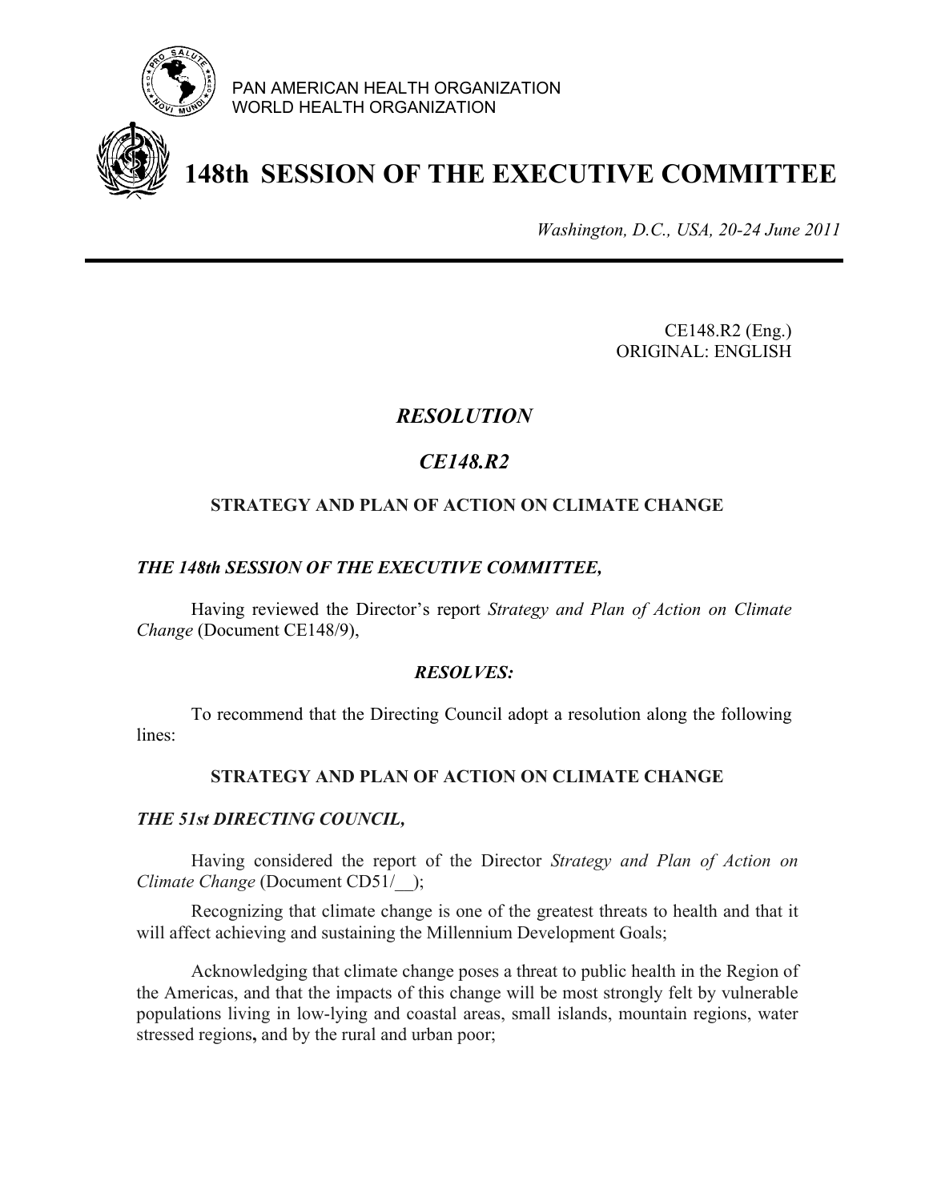PAN AMERICAN HEALTH ORGANIZATION
WORLD HEALTH ORGANIZATION

# 148th SESSION OF THE EXECUTIVE COMMITTEE

*Washington, D.C., USA, 20-24 June 2011*

CE148.R2 (Eng.)
ORIGINAL: ENGLISH

## *RESOLUTION*

## *CE148.R2*

### STRATEGY AND PLAN OF ACTION ON CLIMATE CHANGE

***THE 148th SESSION OF THE EXECUTIVE COMMITTEE,***

Having reviewed the Director's report *Strategy and Plan of Action on Climate Change* (Document CE148/9),

***RESOLVES:***

To recommend that the Directing Council adopt a resolution along the following lines:

### STRATEGY AND PLAN OF ACTION ON CLIMATE CHANGE

***THE 51st DIRECTING COUNCIL,***

Having considered the report of the Director *Strategy and Plan of Action on Climate Change* (Document CD51/__);

Recognizing that climate change is one of the greatest threats to health and that it will affect achieving and sustaining the Millennium Development Goals;

Acknowledging that climate change poses a threat to public health in the Region of the Americas, and that the impacts of this change will be most strongly felt by vulnerable populations living in low-lying and coastal areas, small islands, mountain regions, water stressed regions**,** and by the rural and urban poor;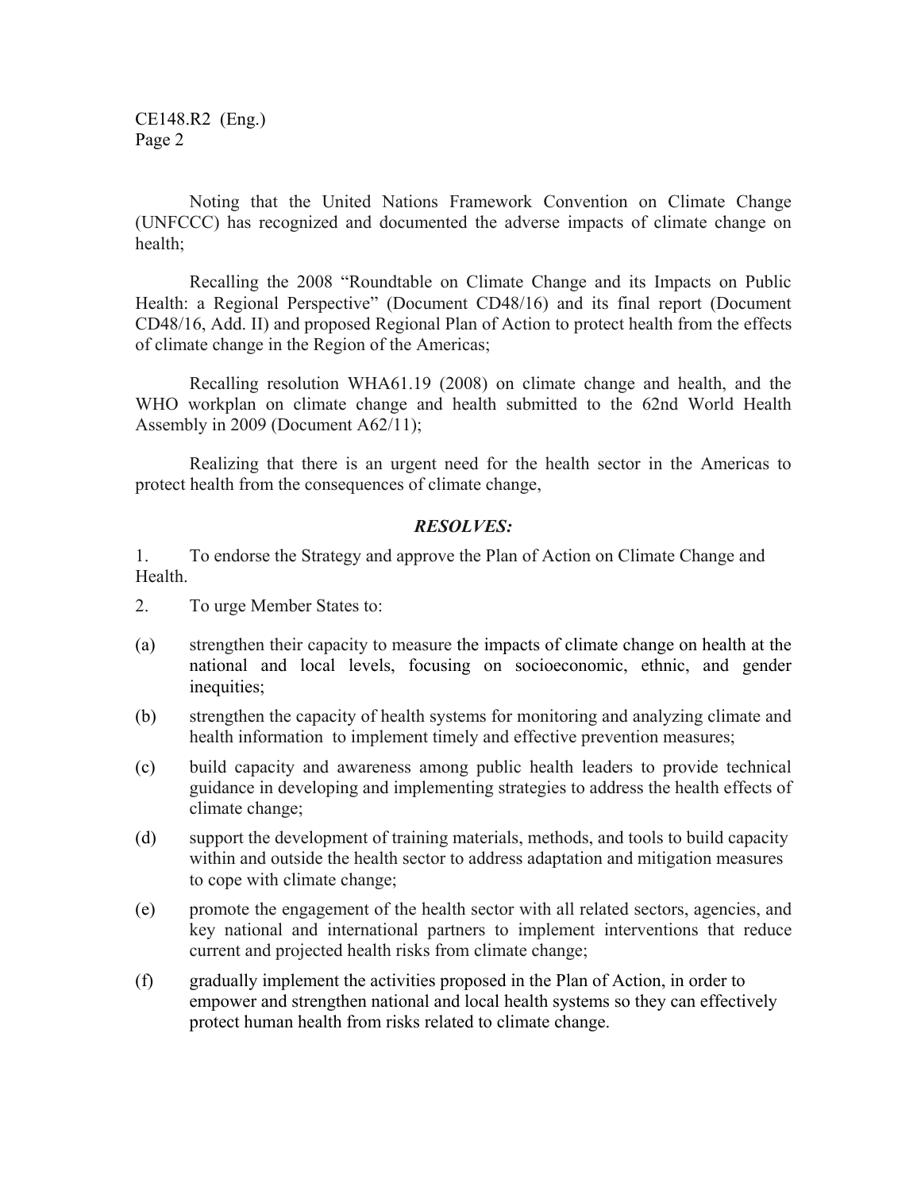Noting that the United Nations Framework Convention on Climate Change (UNFCCC) has recognized and documented the adverse impacts of climate change on health;

Recalling the 2008 "Roundtable on Climate Change and its Impacts on Public Health: a Regional Perspective" (Document CD48/16) and its final report (Document CD48/16, Add. II) and proposed Regional Plan of Action to protect health from the effects of climate change in the Region of the Americas;

Recalling resolution WHA61.19 (2008) on climate change and health, and the WHO workplan on climate change and health submitted to the 62nd World Health Assembly in 2009 (Document A62/11);

Realizing that there is an urgent need for the health sector in the Americas to protect health from the consequences of climate change,

***RESOLVES:***

1. To endorse the Strategy and approve the Plan of Action on Climate Change and Health.

2. To urge Member States to:

(a) strengthen their capacity to measure the impacts of climate change on health at the national and local levels, focusing on socioeconomic, ethnic, and gender inequities;

(b) strengthen the capacity of health systems for monitoring and analyzing climate and health information to implement timely and effective prevention measures;

(c) build capacity and awareness among public health leaders to provide technical guidance in developing and implementing strategies to address the health effects of climate change;

(d) support the development of training materials, methods, and tools to build capacity within and outside the health sector to address adaptation and mitigation measures to cope with climate change;

(e) promote the engagement of the health sector with all related sectors, agencies, and key national and international partners to implement interventions that reduce current and projected health risks from climate change;

(f) gradually implement the activities proposed in the Plan of Action, in order to empower and strengthen national and local health systems so they can effectively protect human health from risks related to climate change.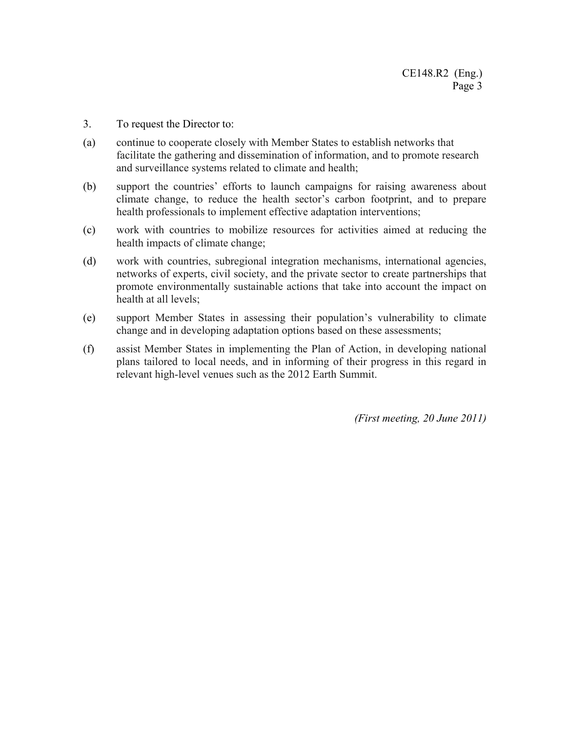3. To request the Director to:

(a) continue to cooperate closely with Member States to establish networks that facilitate the gathering and dissemination of information, and to promote research and surveillance systems related to climate and health;

(b) support the countries' efforts to launch campaigns for raising awareness about climate change, to reduce the health sector's carbon footprint, and to prepare health professionals to implement effective adaptation interventions;

(c) work with countries to mobilize resources for activities aimed at reducing the health impacts of climate change;

(d) work with countries, subregional integration mechanisms, international agencies, networks of experts, civil society, and the private sector to create partnerships that promote environmentally sustainable actions that take into account the impact on health at all levels;

(e) support Member States in assessing their population's vulnerability to climate change and in developing adaptation options based on these assessments;

(f) assist Member States in implementing the Plan of Action, in developing national plans tailored to local needs, and in informing of their progress in this regard in relevant high-level venues such as the 2012 Earth Summit.

*(First meeting, 20 June 2011)*